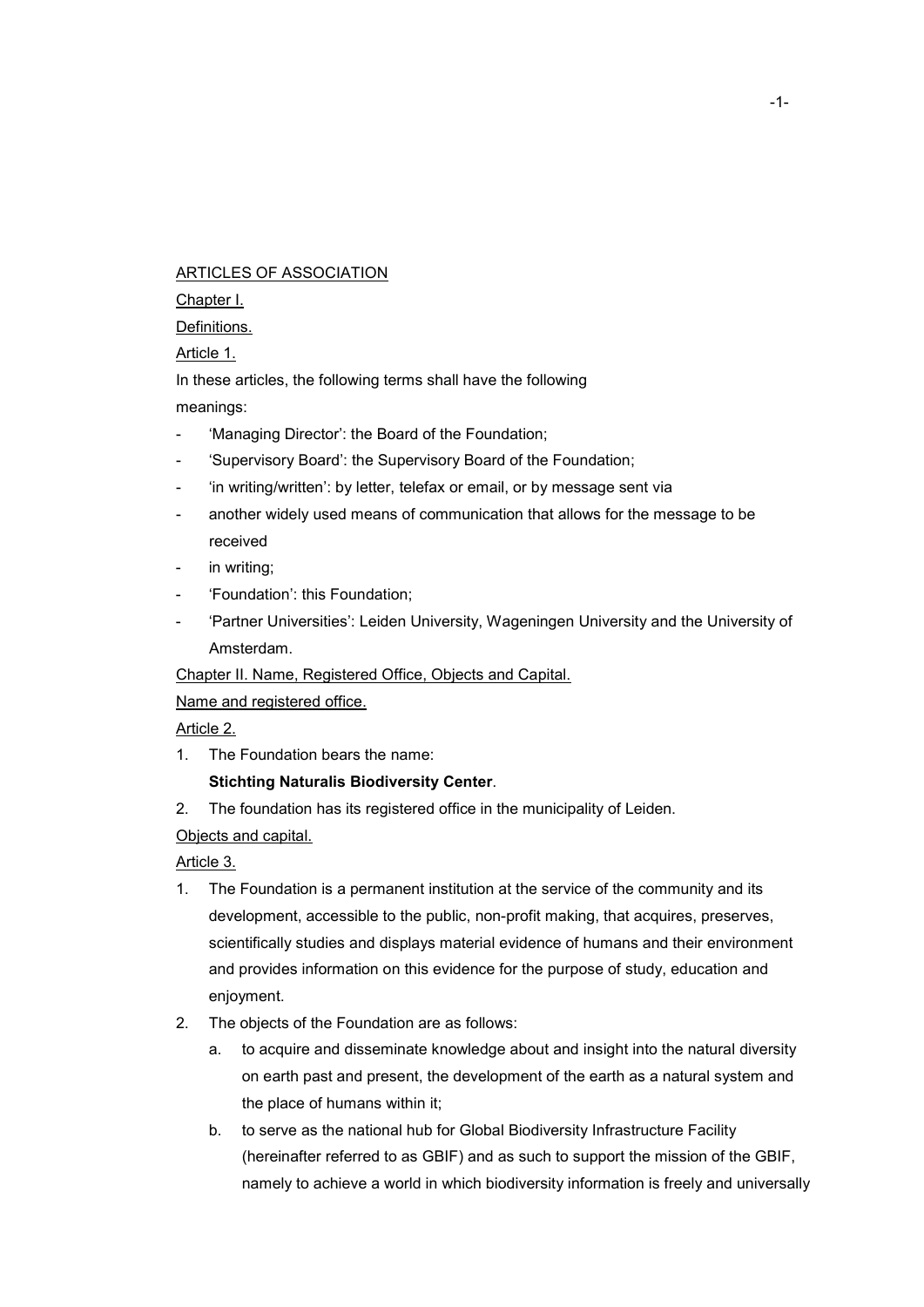ARTICLES OF ASSOCIATION

Chapter I.

Definitions.

Article 1.

In these articles, the following terms shall have the following meanings:

- 'Managing Director': the Board of the Foundation;
- 'Supervisory Board': the Supervisory Board of the Foundation;
- 'in writing/written': by letter, telefax or email, or by message sent via
- another widely used means of communication that allows for the message to be received
- in writing;
- 'Foundation': this Foundation;
- 'Partner Universities': Leiden University, Wageningen University and the University of Amsterdam.

Chapter II. Name, Registered Office, Objects and Capital.

Name and registered office.

Article 2.

1. The Foundation bears the name:
   **Stichting Naturalis Biodiversity Center**.
2. The foundation has its registered office in the municipality of Leiden.

Objects and capital.

Article 3.

1. The Foundation is a permanent institution at the service of the community and its development, accessible to the public, non-profit making, that acquires, preserves, scientifically studies and displays material evidence of humans and their environment and provides information on this evidence for the purpose of study, education and enjoyment.
2. The objects of the Foundation are as follows:
   a. to acquire and disseminate knowledge about and insight into the natural diversity on earth past and present, the development of the earth as a natural system and the place of humans within it;
   b. to serve as the national hub for Global Biodiversity Infrastructure Facility (hereinafter referred to as GBIF) and as such to support the mission of the GBIF, namely to achieve a world in which biodiversity information is freely and universally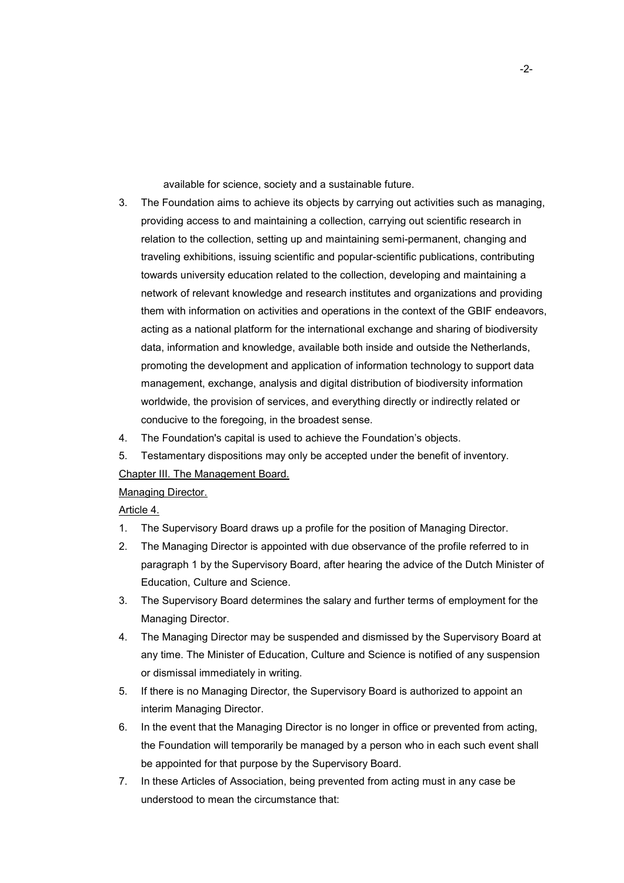available for science, society and a sustainable future.

3. The Foundation aims to achieve its objects by carrying out activities such as managing, providing access to and maintaining a collection, carrying out scientific research in relation to the collection, setting up and maintaining semi-permanent, changing and traveling exhibitions, issuing scientific and popular-scientific publications, contributing towards university education related to the collection, developing and maintaining a network of relevant knowledge and research institutes and organizations and providing them with information on activities and operations in the context of the GBIF endeavors, acting as a national platform for the international exchange and sharing of biodiversity data, information and knowledge, available both inside and outside the Netherlands, promoting the development and application of information technology to support data management, exchange, analysis and digital distribution of biodiversity information worldwide, the provision of services, and everything directly or indirectly related or conducive to the foregoing, in the broadest sense.
4. The Foundation's capital is used to achieve the Foundation's objects.
5. Testamentary dispositions may only be accepted under the benefit of inventory.

Chapter III. The Management Board.

Managing Director.

Article 4.

1. The Supervisory Board draws up a profile for the position of Managing Director.
2. The Managing Director is appointed with due observance of the profile referred to in paragraph 1 by the Supervisory Board, after hearing the advice of the Dutch Minister of Education, Culture and Science.
3. The Supervisory Board determines the salary and further terms of employment for the Managing Director.
4. The Managing Director may be suspended and dismissed by the Supervisory Board at any time. The Minister of Education, Culture and Science is notified of any suspension or dismissal immediately in writing.
5. If there is no Managing Director, the Supervisory Board is authorized to appoint an interim Managing Director.
6. In the event that the Managing Director is no longer in office or prevented from acting, the Foundation will temporarily be managed by a person who in each such event shall be appointed for that purpose by the Supervisory Board.
7. In these Articles of Association, being prevented from acting must in any case be understood to mean the circumstance that: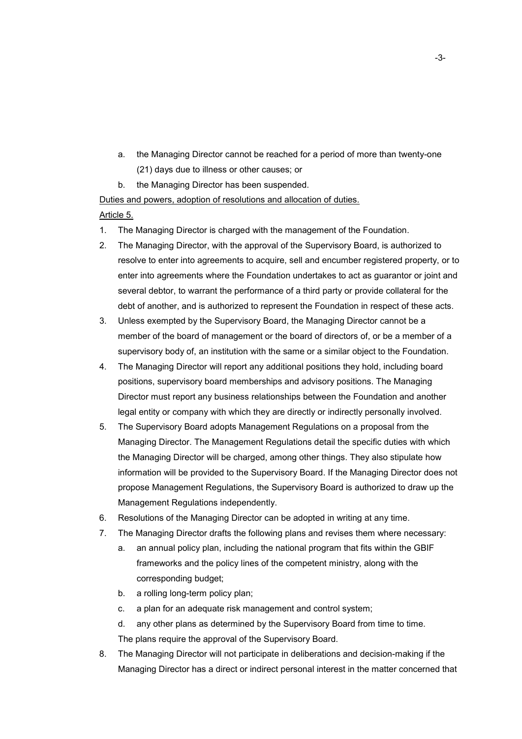a. the Managing Director cannot be reached for a period of more than twenty-one (21) days due to illness or other causes; or
b. the Managing Director has been suspended.

Duties and powers, adoption of resolutions and allocation of duties.

Article 5.

1. The Managing Director is charged with the management of the Foundation.
2. The Managing Director, with the approval of the Supervisory Board, is authorized to resolve to enter into agreements to acquire, sell and encumber registered property, or to enter into agreements where the Foundation undertakes to act as guarantor or joint and several debtor, to warrant the performance of a third party or provide collateral for the debt of another, and is authorized to represent the Foundation in respect of these acts.
3. Unless exempted by the Supervisory Board, the Managing Director cannot be a member of the board of management or the board of directors of, or be a member of a supervisory body of, an institution with the same or a similar object to the Foundation.
4. The Managing Director will report any additional positions they hold, including board positions, supervisory board memberships and advisory positions. The Managing Director must report any business relationships between the Foundation and another legal entity or company with which they are directly or indirectly personally involved.
5. The Supervisory Board adopts Management Regulations on a proposal from the Managing Director. The Management Regulations detail the specific duties with which the Managing Director will be charged, among other things. They also stipulate how information will be provided to the Supervisory Board. If the Managing Director does not propose Management Regulations, the Supervisory Board is authorized to draw up the Management Regulations independently.
6. Resolutions of the Managing Director can be adopted in writing at any time.
7. The Managing Director drafts the following plans and revises them where necessary:
   a. an annual policy plan, including the national program that fits within the GBIF frameworks and the policy lines of the competent ministry, along with the corresponding budget;
   b. a rolling long-term policy plan;
   c. a plan for an adequate risk management and control system;
   d. any other plans as determined by the Supervisory Board from time to time.

   The plans require the approval of the Supervisory Board.
8. The Managing Director will not participate in deliberations and decision-making if the Managing Director has a direct or indirect personal interest in the matter concerned that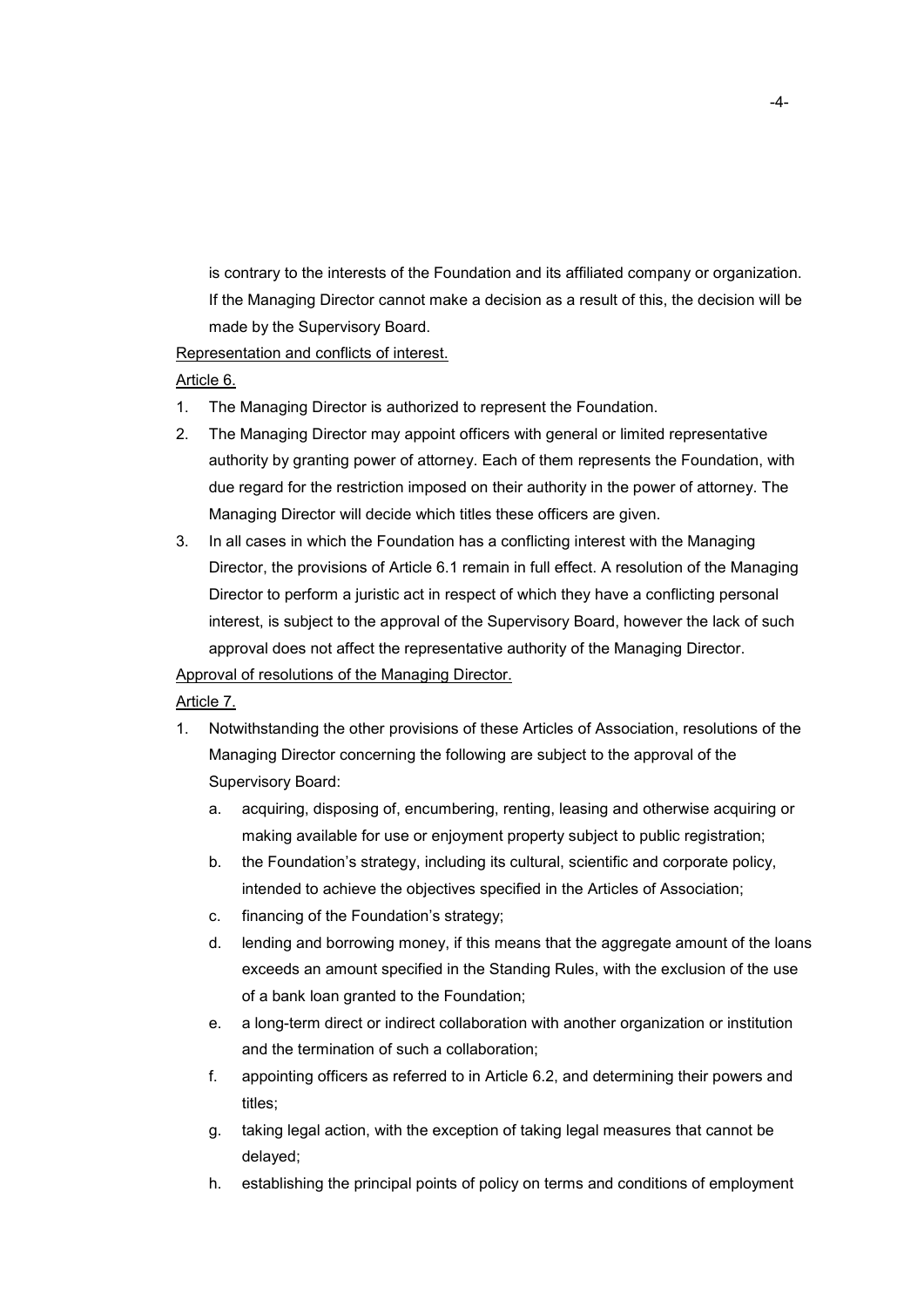is contrary to the interests of the Foundation and its affiliated company or organization. If the Managing Director cannot make a decision as a result of this, the decision will be made by the Supervisory Board.

<u>Representation and conflicts of interest.</u>

<u>Article 6.</u>

1. The Managing Director is authorized to represent the Foundation.
2. The Managing Director may appoint officers with general or limited representative authority by granting power of attorney. Each of them represents the Foundation, with due regard for the restriction imposed on their authority in the power of attorney. The Managing Director will decide which titles these officers are given.
3. In all cases in which the Foundation has a conflicting interest with the Managing Director, the provisions of Article 6.1 remain in full effect. A resolution of the Managing Director to perform a juristic act in respect of which they have a conflicting personal interest, is subject to the approval of the Supervisory Board, however the lack of such approval does not affect the representative authority of the Managing Director.

<u>Approval of resolutions of the Managing Director.</u>

<u>Article 7.</u>

1. Notwithstanding the other provisions of these Articles of Association, resolutions of the Managing Director concerning the following are subject to the approval of the Supervisory Board:
   a. acquiring, disposing of, encumbering, renting, leasing and otherwise acquiring or making available for use or enjoyment property subject to public registration;
   b. the Foundation's strategy, including its cultural, scientific and corporate policy, intended to achieve the objectives specified in the Articles of Association;
   c. financing of the Foundation's strategy;
   d. lending and borrowing money, if this means that the aggregate amount of the loans exceeds an amount specified in the Standing Rules, with the exclusion of the use of a bank loan granted to the Foundation;
   e. a long-term direct or indirect collaboration with another organization or institution and the termination of such a collaboration;
   f. appointing officers as referred to in Article 6.2, and determining their powers and titles;
   g. taking legal action, with the exception of taking legal measures that cannot be delayed;
   h. establishing the principal points of policy on terms and conditions of employment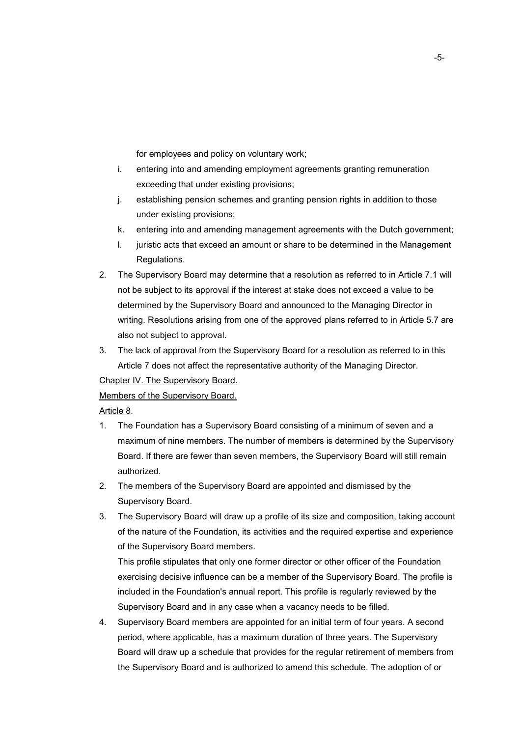for employees and policy on voluntary work;

i. entering into and amending employment agreements granting remuneration exceeding that under existing provisions;
j. establishing pension schemes and granting pension rights in addition to those under existing provisions;
k. entering into and amending management agreements with the Dutch government;
l. juristic acts that exceed an amount or share to be determined in the Management Regulations.

2. The Supervisory Board may determine that a resolution as referred to in Article 7.1 will not be subject to its approval if the interest at stake does not exceed a value to be determined by the Supervisory Board and announced to the Managing Director in writing. Resolutions arising from one of the approved plans referred to in Article 5.7 are also not subject to approval.
3. The lack of approval from the Supervisory Board for a resolution as referred to in this Article 7 does not affect the representative authority of the Managing Director.

<u>Chapter IV. The Supervisory Board.</u>

<u>Members of the Supervisory Board.</u>

<u>Article 8</u>.

1. The Foundation has a Supervisory Board consisting of a minimum of seven and a maximum of nine members. The number of members is determined by the Supervisory Board. If there are fewer than seven members, the Supervisory Board will still remain authorized.
2. The members of the Supervisory Board are appointed and dismissed by the Supervisory Board.
3. The Supervisory Board will draw up a profile of its size and composition, taking account of the nature of the Foundation, its activities and the required expertise and experience of the Supervisory Board members.
   This profile stipulates that only one former director or other officer of the Foundation exercising decisive influence can be a member of the Supervisory Board. The profile is included in the Foundation's annual report. This profile is regularly reviewed by the Supervisory Board and in any case when a vacancy needs to be filled.
4. Supervisory Board members are appointed for an initial term of four years. A second period, where applicable, has a maximum duration of three years. The Supervisory Board will draw up a schedule that provides for the regular retirement of members from the Supervisory Board and is authorized to amend this schedule. The adoption of or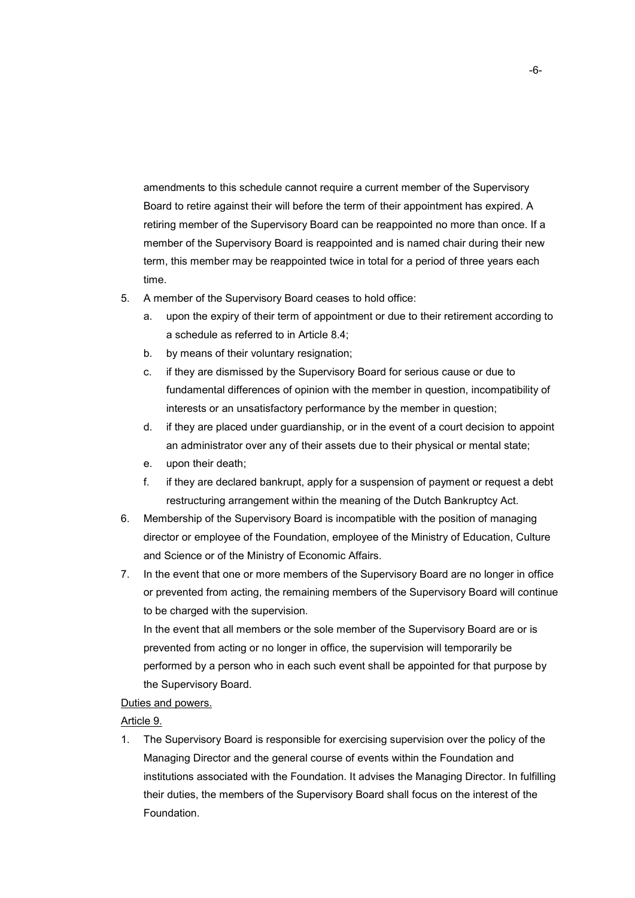amendments to this schedule cannot require a current member of the Supervisory Board to retire against their will before the term of their appointment has expired. A retiring member of the Supervisory Board can be reappointed no more than once. If a member of the Supervisory Board is reappointed and is named chair during their new term, this member may be reappointed twice in total for a period of three years each time.

5. A member of the Supervisory Board ceases to hold office:
   a. upon the expiry of their term of appointment or due to their retirement according to a schedule as referred to in Article 8.4;
   b. by means of their voluntary resignation;
   c. if they are dismissed by the Supervisory Board for serious cause or due to fundamental differences of opinion with the member in question, incompatibility of interests or an unsatisfactory performance by the member in question;
   d. if they are placed under guardianship, or in the event of a court decision to appoint an administrator over any of their assets due to their physical or mental state;
   e. upon their death;
   f. if they are declared bankrupt, apply for a suspension of payment or request a debt restructuring arrangement within the meaning of the Dutch Bankruptcy Act.
6. Membership of the Supervisory Board is incompatible with the position of managing director or employee of the Foundation, employee of the Ministry of Education, Culture and Science or of the Ministry of Economic Affairs.
7. In the event that one or more members of the Supervisory Board are no longer in office or prevented from acting, the remaining members of the Supervisory Board will continue to be charged with the supervision.

   In the event that all members or the sole member of the Supervisory Board are or is prevented from acting or no longer in office, the supervision will temporarily be performed by a person who in each such event shall be appointed for that purpose by the Supervisory Board.

Duties and powers.

Article 9.

1. The Supervisory Board is responsible for exercising supervision over the policy of the Managing Director and the general course of events within the Foundation and institutions associated with the Foundation. It advises the Managing Director. In fulfilling their duties, the members of the Supervisory Board shall focus on the interest of the Foundation.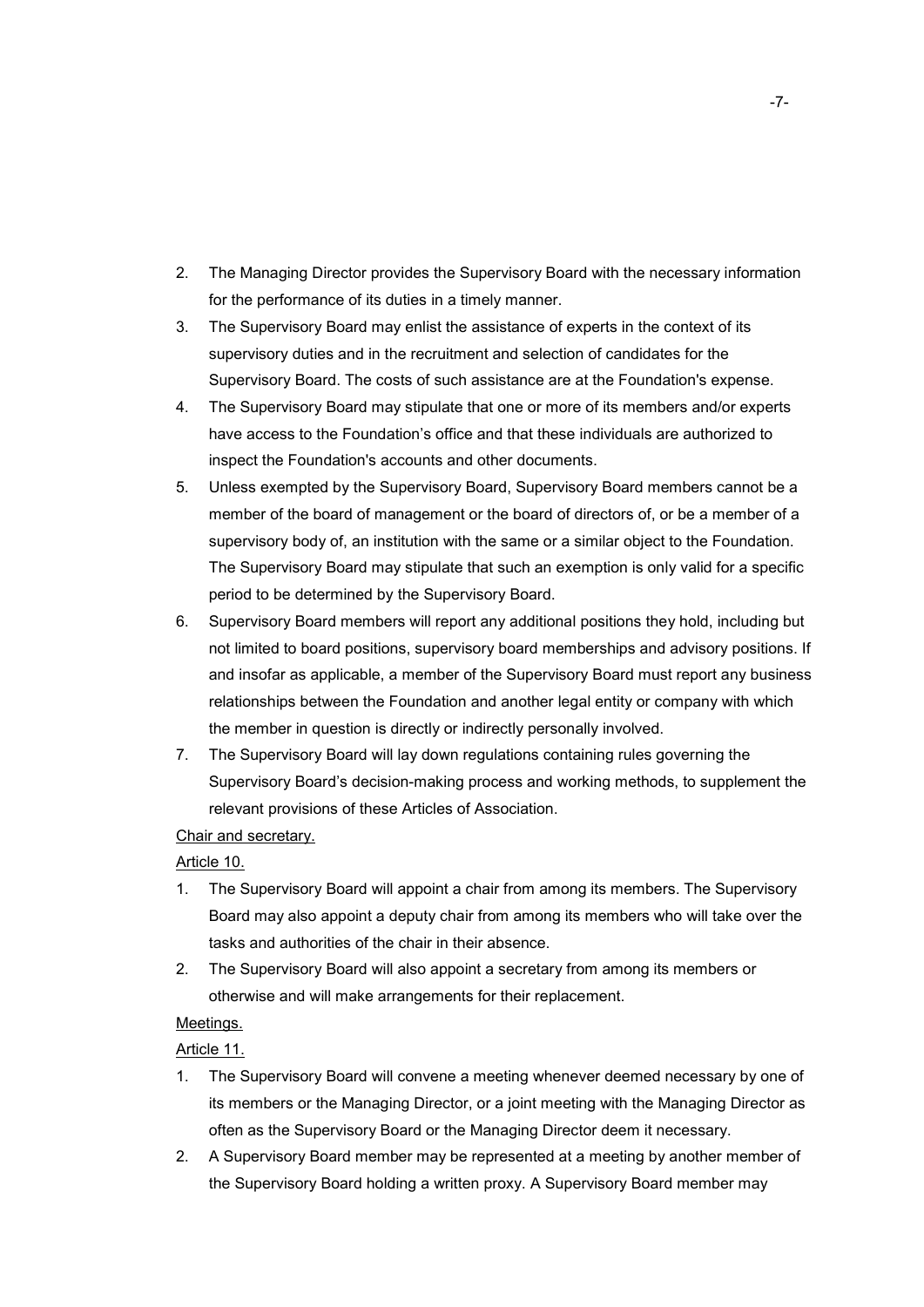2. The Managing Director provides the Supervisory Board with the necessary information for the performance of its duties in a timely manner.
3. The Supervisory Board may enlist the assistance of experts in the context of its supervisory duties and in the recruitment and selection of candidates for the Supervisory Board. The costs of such assistance are at the Foundation's expense.
4. The Supervisory Board may stipulate that one or more of its members and/or experts have access to the Foundation's office and that these individuals are authorized to inspect the Foundation's accounts and other documents.
5. Unless exempted by the Supervisory Board, Supervisory Board members cannot be a member of the board of management or the board of directors of, or be a member of a supervisory body of, an institution with the same or a similar object to the Foundation. The Supervisory Board may stipulate that such an exemption is only valid for a specific period to be determined by the Supervisory Board.
6. Supervisory Board members will report any additional positions they hold, including but not limited to board positions, supervisory board memberships and advisory positions. If and insofar as applicable, a member of the Supervisory Board must report any business relationships between the Foundation and another legal entity or company with which the member in question is directly or indirectly personally involved.
7. The Supervisory Board will lay down regulations containing rules governing the Supervisory Board's decision-making process and working methods, to supplement the relevant provisions of these Articles of Association.

<u>Chair and secretary.</u>

<u>Article 10.</u>

1. The Supervisory Board will appoint a chair from among its members. The Supervisory Board may also appoint a deputy chair from among its members who will take over the tasks and authorities of the chair in their absence.
2. The Supervisory Board will also appoint a secretary from among its members or otherwise and will make arrangements for their replacement.

<u>Meetings.</u>

<u>Article 11.</u>

1. The Supervisory Board will convene a meeting whenever deemed necessary by one of its members or the Managing Director, or a joint meeting with the Managing Director as often as the Supervisory Board or the Managing Director deem it necessary.
2. A Supervisory Board member may be represented at a meeting by another member of the Supervisory Board holding a written proxy. A Supervisory Board member may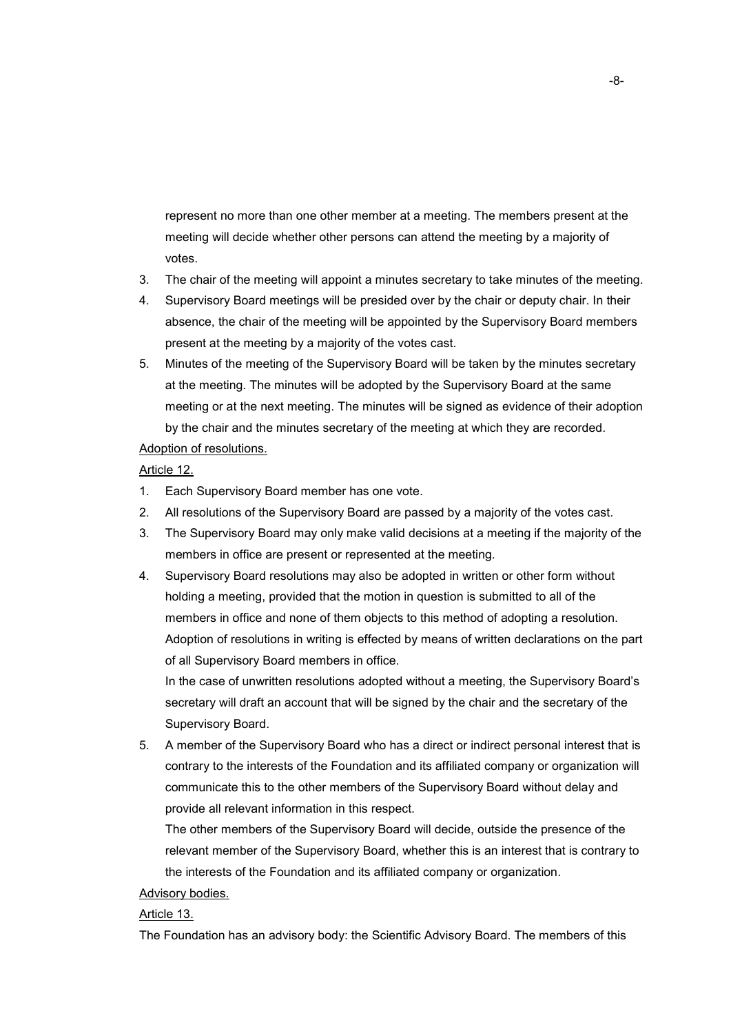represent no more than one other member at a meeting. The members present at the meeting will decide whether other persons can attend the meeting by a majority of votes.

3. The chair of the meeting will appoint a minutes secretary to take minutes of the meeting.
4. Supervisory Board meetings will be presided over by the chair or deputy chair. In their absence, the chair of the meeting will be appointed by the Supervisory Board members present at the meeting by a majority of the votes cast.
5. Minutes of the meeting of the Supervisory Board will be taken by the minutes secretary at the meeting. The minutes will be adopted by the Supervisory Board at the same meeting or at the next meeting. The minutes will be signed as evidence of their adoption by the chair and the minutes secretary of the meeting at which they are recorded.

Adoption of resolutions.

Article 12.

1. Each Supervisory Board member has one vote.
2. All resolutions of the Supervisory Board are passed by a majority of the votes cast.
3. The Supervisory Board may only make valid decisions at a meeting if the majority of the members in office are present or represented at the meeting.
4. Supervisory Board resolutions may also be adopted in written or other form without holding a meeting, provided that the motion in question is submitted to all of the members in office and none of them objects to this method of adopting a resolution. Adoption of resolutions in writing is effected by means of written declarations on the part of all Supervisory Board members in office.

   In the case of unwritten resolutions adopted without a meeting, the Supervisory Board's secretary will draft an account that will be signed by the chair and the secretary of the Supervisory Board.
5. A member of the Supervisory Board who has a direct or indirect personal interest that is contrary to the interests of the Foundation and its affiliated company or organization will communicate this to the other members of the Supervisory Board without delay and provide all relevant information in this respect.

   The other members of the Supervisory Board will decide, outside the presence of the relevant member of the Supervisory Board, whether this is an interest that is contrary to the interests of the Foundation and its affiliated company or organization.

Advisory bodies.

Article 13.

The Foundation has an advisory body: the Scientific Advisory Board. The members of this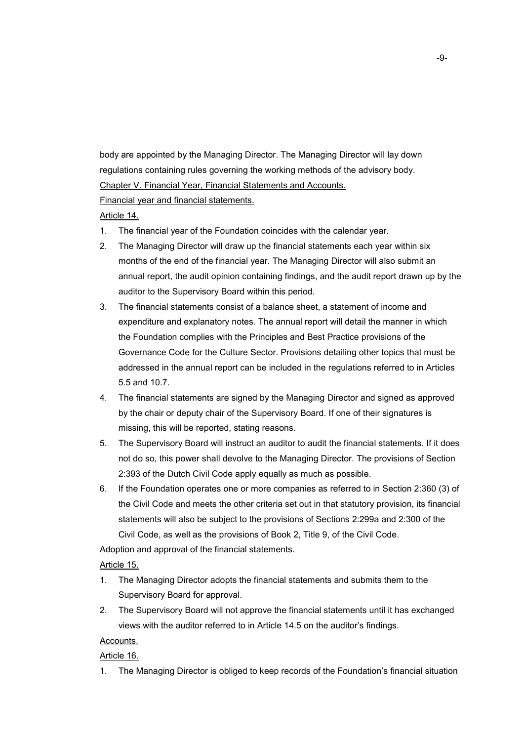body are appointed by the Managing Director. The Managing Director will lay down regulations containing rules governing the working methods of the advisory body.

Chapter V. Financial Year, Financial Statements and Accounts.

Financial year and financial statements.

Article 14.

1. The financial year of the Foundation coincides with the calendar year.
2. The Managing Director will draw up the financial statements each year within six months of the end of the financial year. The Managing Director will also submit an annual report, the audit opinion containing findings, and the audit report drawn up by the auditor to the Supervisory Board within this period.
3. The financial statements consist of a balance sheet, a statement of income and expenditure and explanatory notes. The annual report will detail the manner in which the Foundation complies with the Principles and Best Practice provisions of the Governance Code for the Culture Sector. Provisions detailing other topics that must be addressed in the annual report can be included in the regulations referred to in Articles 5.5 and 10.7.
4. The financial statements are signed by the Managing Director and signed as approved by the chair or deputy chair of the Supervisory Board. If one of their signatures is missing, this will be reported, stating reasons.
5. The Supervisory Board will instruct an auditor to audit the financial statements. If it does not do so, this power shall devolve to the Managing Director. The provisions of Section 2:393 of the Dutch Civil Code apply equally as much as possible.
6. If the Foundation operates one or more companies as referred to in Section 2:360 (3) of the Civil Code and meets the other criteria set out in that statutory provision, its financial statements will also be subject to the provisions of Sections 2:299a and 2:300 of the Civil Code, as well as the provisions of Book 2, Title 9, of the Civil Code.

Adoption and approval of the financial statements.

Article 15.

1. The Managing Director adopts the financial statements and submits them to the Supervisory Board for approval.
2. The Supervisory Board will not approve the financial statements until it has exchanged views with the auditor referred to in Article 14.5 on the auditor's findings.

Accounts.

Article 16.

1. The Managing Director is obliged to keep records of the Foundation's financial situation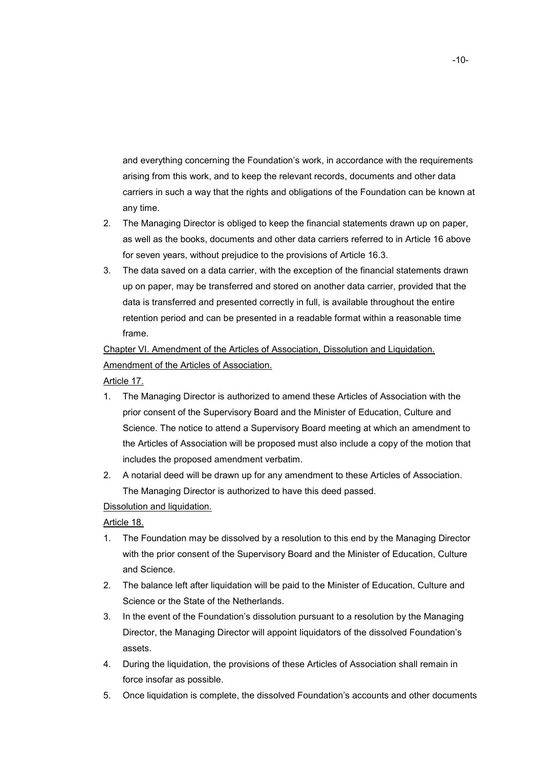and everything concerning the Foundation's work, in accordance with the requirements arising from this work, and to keep the relevant records, documents and other data carriers in such a way that the rights and obligations of the Foundation can be known at any time.

2. The Managing Director is obliged to keep the financial statements drawn up on paper, as well as the books, documents and other data carriers referred to in Article 16 above for seven years, without prejudice to the provisions of Article 16.3.
3. The data saved on a data carrier, with the exception of the financial statements drawn up on paper, may be transferred and stored on another data carrier, provided that the data is transferred and presented correctly in full, is available throughout the entire retention period and can be presented in a readable format within a reasonable time frame.

<u>Chapter VI. Amendment of the Articles of Association, Dissolution and Liquidation.</u>

<u>Amendment of the Articles of Association.</u>

<u>Article 17.</u>

1. The Managing Director is authorized to amend these Articles of Association with the prior consent of the Supervisory Board and the Minister of Education, Culture and Science. The notice to attend a Supervisory Board meeting at which an amendment to the Articles of Association will be proposed must also include a copy of the motion that includes the proposed amendment verbatim.
2. A notarial deed will be drawn up for any amendment to these Articles of Association. The Managing Director is authorized to have this deed passed.

<u>Dissolution and liquidation.</u>

<u>Article 18.</u>

1. The Foundation may be dissolved by a resolution to this end by the Managing Director with the prior consent of the Supervisory Board and the Minister of Education, Culture and Science.
2. The balance left after liquidation will be paid to the Minister of Education, Culture and Science or the State of the Netherlands.
3. In the event of the Foundation's dissolution pursuant to a resolution by the Managing Director, the Managing Director will appoint liquidators of the dissolved Foundation's assets.
4. During the liquidation, the provisions of these Articles of Association shall remain in force insofar as possible.
5. Once liquidation is complete, the dissolved Foundation's accounts and other documents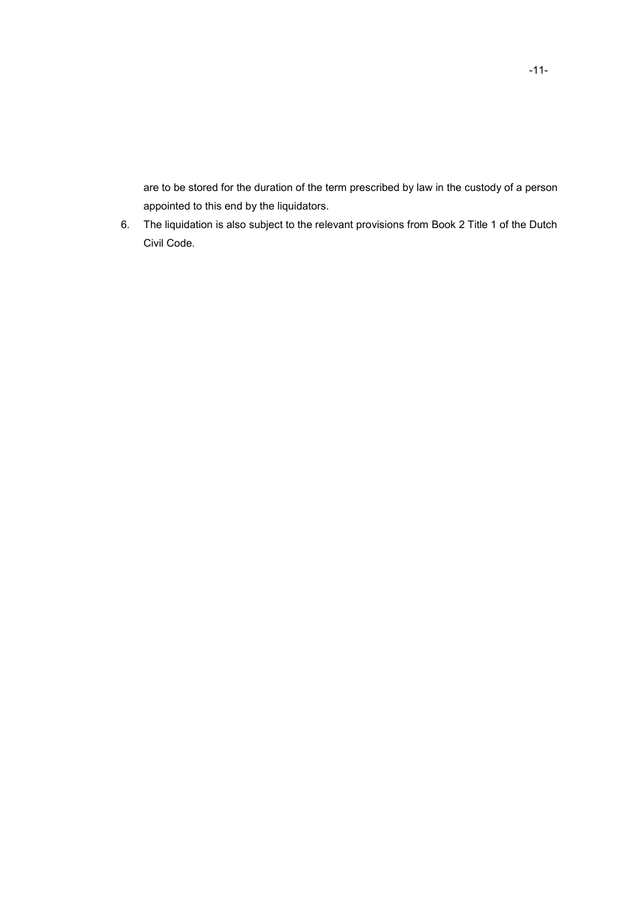are to be stored for the duration of the term prescribed by law in the custody of a person appointed to this end by the liquidators.

6. The liquidation is also subject to the relevant provisions from Book 2 Title 1 of the Dutch Civil Code.